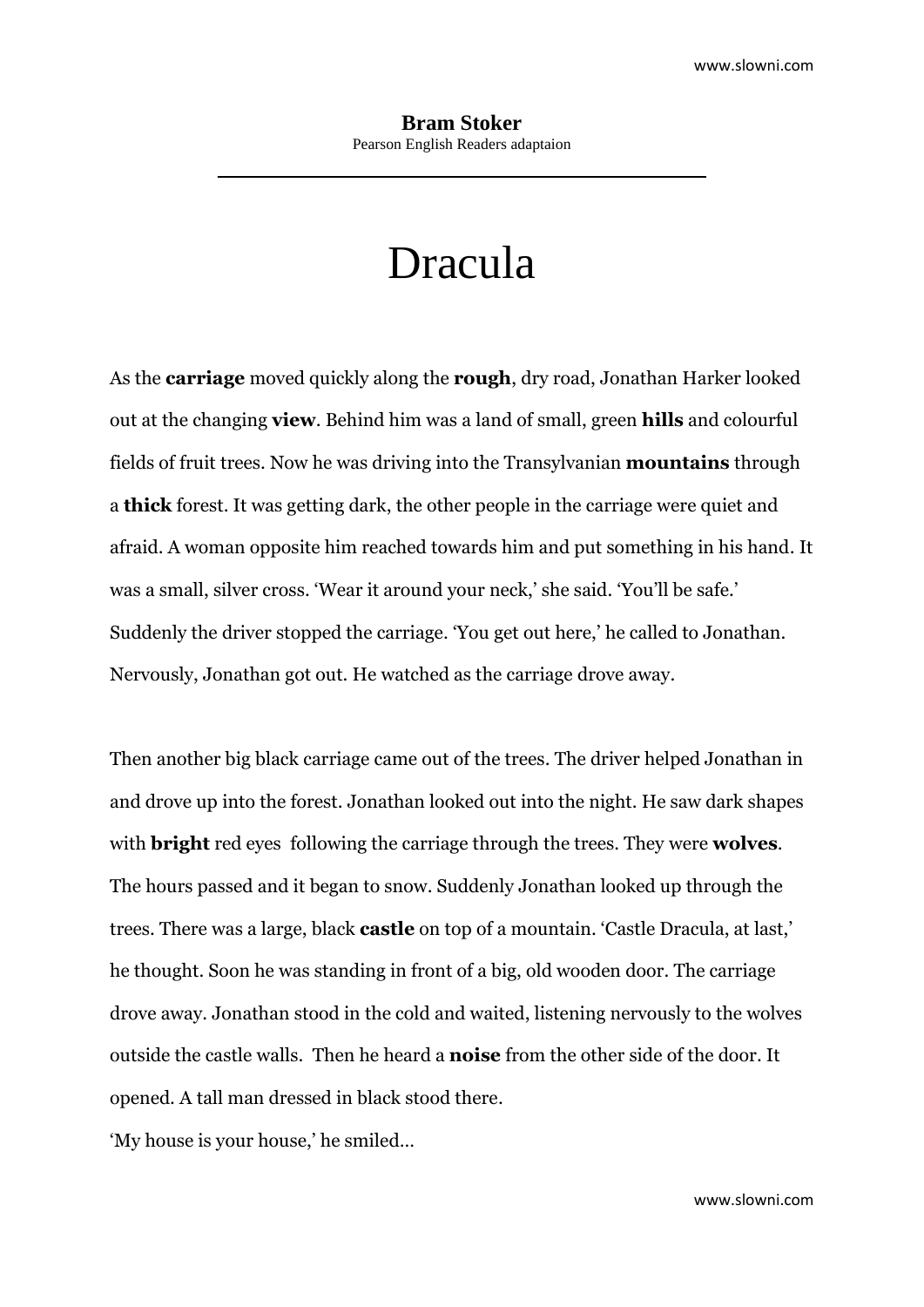**Bram Stoker**

Pearson English Readers adaptaion

# Dracula

As the **carriage** moved quickly along the **rough**, dry road, Jonathan Harker looked out at the changing **view**. Behind him was a land of small, green **hills** and colourful fields of fruit trees. Now he was driving into the Transylvanian **mountains** through a **thick** forest. It was getting dark, the other people in the carriage were quiet and afraid. A woman opposite him reached towards him and put something in his hand. It was a small, silver cross. 'Wear it around your neck,' she said. 'You'll be safe.' Suddenly the driver stopped the carriage. 'You get out here,' he called to Jonathan. Nervously, Jonathan got out. He watched as the carriage drove away.

Then another big black carriage came out of the trees. The driver helped Jonathan in and drove up into the forest. Jonathan looked out into the night. He saw dark shapes with **bright** red eyes following the carriage through the trees. They were **wolves**. The hours passed and it began to snow. Suddenly Jonathan looked up through the trees. There was a large, black **castle** on top of a mountain. 'Castle Dracula, at last,' he thought. Soon he was standing in front of a big, old wooden door. The carriage drove away. Jonathan stood in the cold and waited, listening nervously to the wolves outside the castle walls. Then he heard a **noise** from the other side of the door. It opened. A tall man dressed in black stood there.

'My house is your house,' he smiled…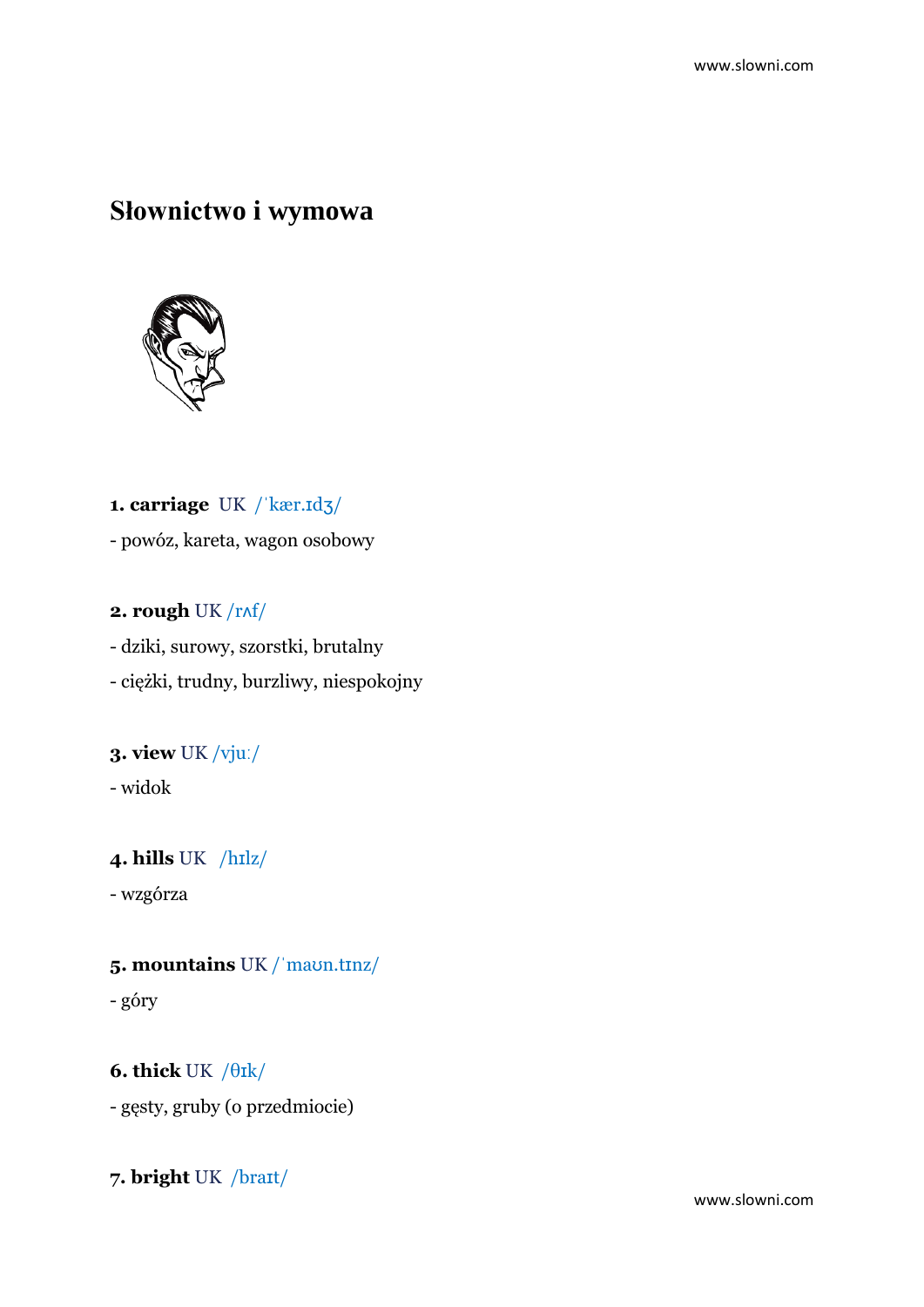# Słownictwo i wymowa

**1. carriage** UK /ˈkær.ɪdʒ/

- powóz, kareta, wagon osobowy

**2. rough** UK /rʌf/

- dziki, surowy, szorstki, brutalny
- ciężki, trudny, burzliwy, niespokojny

**3. view** UK /vjuː/

- widok

**4. hills** UK /hɪlz/

- wzgórza

**5. mountains** UK /ˈmaʊn.tɪnz/

- góry

**6. thick** UK /θɪk/

- gęsty, gruby (o przedmiocie)

**7. bright** UK /braɪt/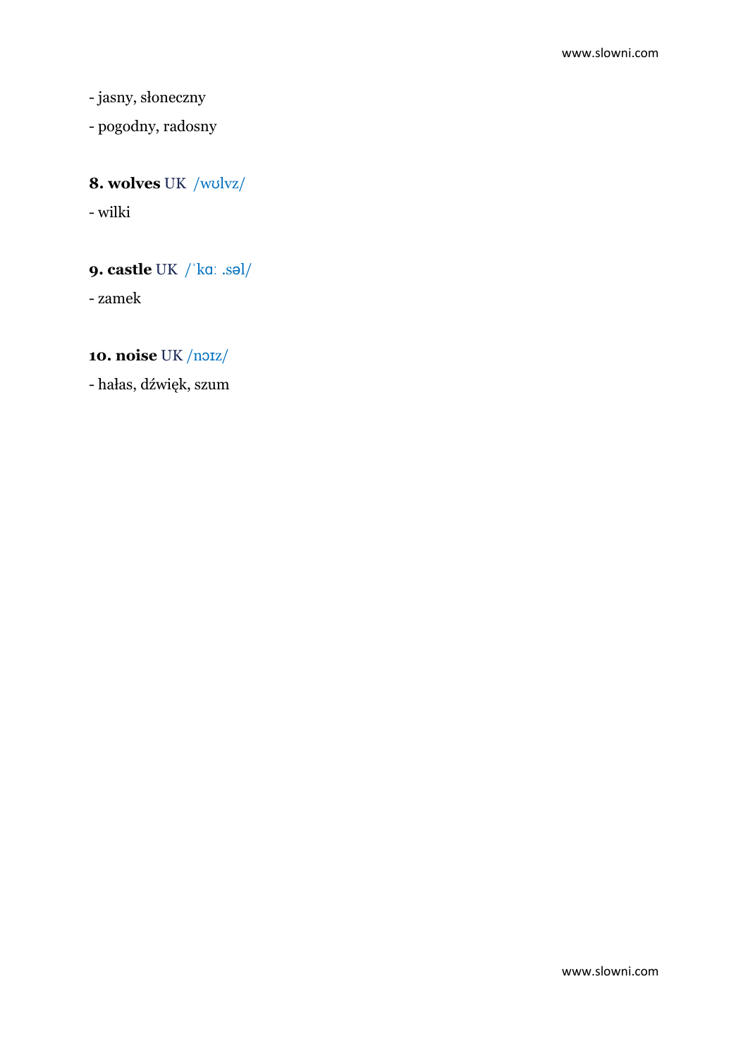- jasny, słoneczny

- pogodny, radosny

**8. wolves** UK /wʊlvz/

- wilki

**9. castle** UK /ˈkɑː.səl/

- zamek

**10. noise** UK /nɔɪz/

- hałas, dźwięk, szum